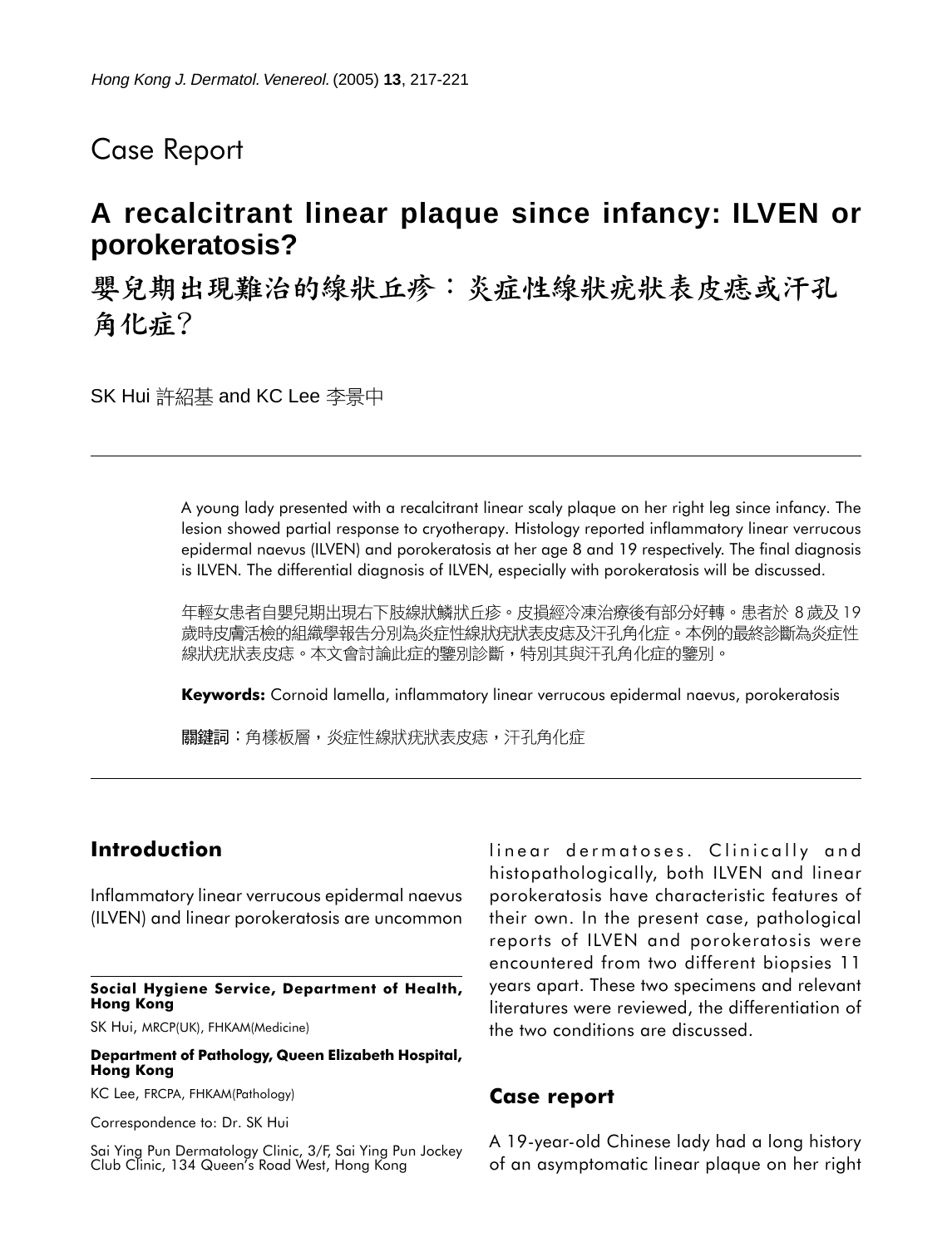Case Report

# A recalcitrant linear plaque since infancy: ILVEN or porokeratosis?

# 嬰兒期出現難治的線狀丘疹：炎症性線狀疣狀表皮痣或汗孔角化症？

SK Hui 許紹基 and KC Lee 李景中

A young lady presented with a recalcitrant linear scaly plaque on her right leg since infancy. The lesion showed partial response to cryotherapy. Histology reported inflammatory linear verrucous epidermal naevus (ILVEN) and porokeratosis at her age 8 and 19 respectively. The final diagnosis is ILVEN. The differential diagnosis of ILVEN, especially with porokeratosis will be discussed.

年輕女患者自嬰兒期出現右下肢線狀鱗狀丘疹。皮損經冷凍治療後有部分好轉。患者於 8 歲及 19 歲時皮膚活檢的組織學報告分別為炎症性線狀疣狀表皮痣及汗孔角化症。本例的最終診斷為炎症性線狀疣狀表皮痣。本文會討論此症的鑒別診斷，特別其與汗孔角化症的鑒別。

**Keywords:** Cornoid lamella, inflammatory linear verrucous epidermal naevus, porokeratosis

**關鍵詞**：角樣板層，炎症性線狀疣狀表皮痣，汗孔角化症

## Introduction

Inflammatory linear verrucous epidermal naevus (ILVEN) and linear porokeratosis are uncommon linear dermatoses. Clinically and histopathologically, both ILVEN and linear porokeratosis have characteristic features of their own. In the present case, pathological reports of ILVEN and porokeratosis were encountered from two different biopsies 11 years apart. These two specimens and relevant literatures were reviewed, the differentiation of the two conditions are discussed.

## Case report

A 19-year-old Chinese lady had a long history of an asymptomatic linear plaque on her right

---

**Social Hygiene Service, Department of Health, Hong Kong**

SK Hui, MRCP(UK), FHKAM(Medicine)

**Department of Pathology, Queen Elizabeth Hospital, Hong Kong**

KC Lee, FRCPA, FHKAM(Pathology)

Correspondence to: Dr. SK Hui

Sai Ying Pun Dermatology Clinic, 3/F, Sai Ying Pun Jockey Club Clinic, 134 Queen's Road West, Hong Kong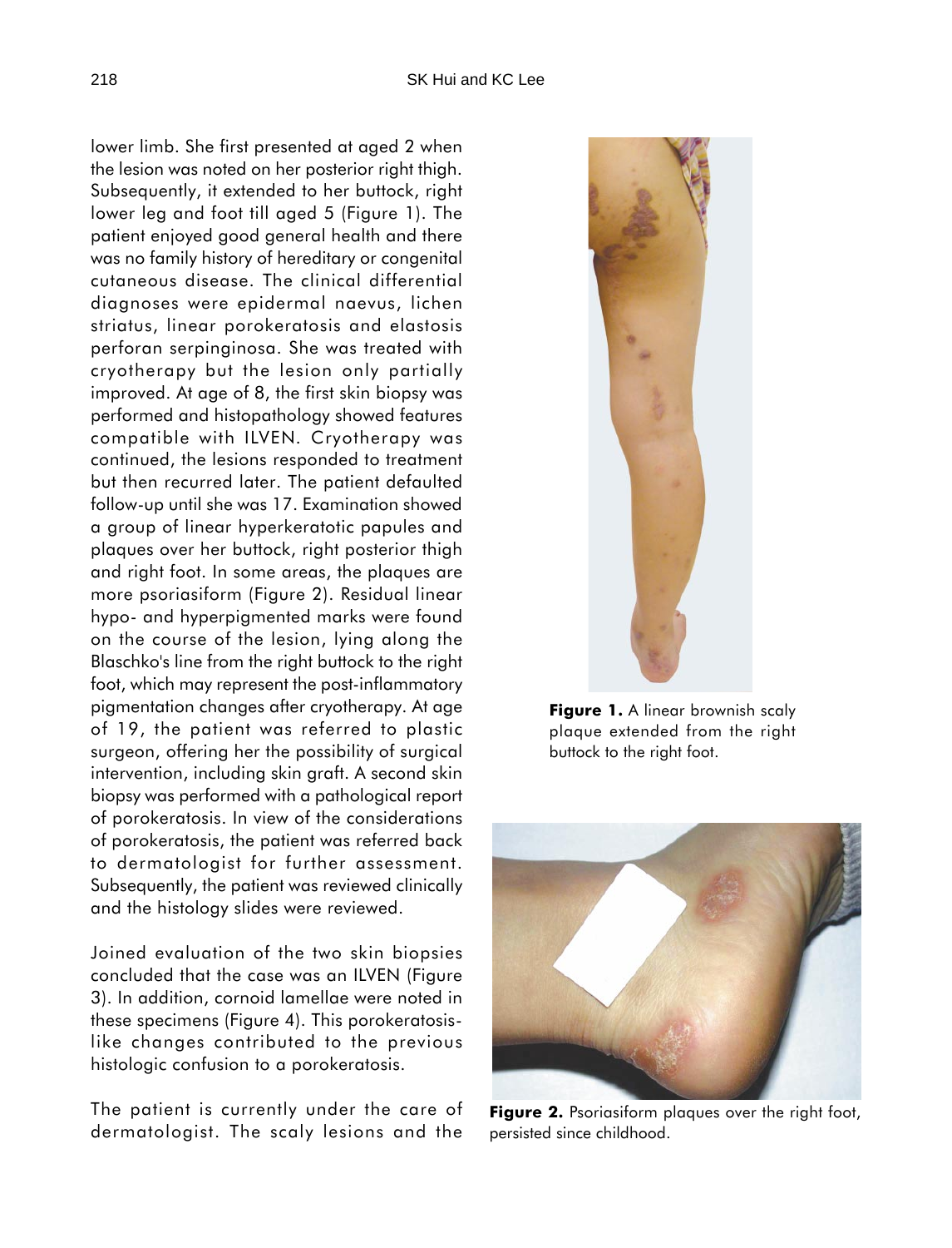lower limb. She first presented at aged 2 when the lesion was noted on her posterior right thigh. Subsequently, it extended to her buttock, right lower leg and foot till aged 5 (Figure 1). The patient enjoyed good general health and there was no family history of hereditary or congenital cutaneous disease. The clinical differential diagnoses were epidermal naevus, lichen striatus, linear porokeratosis and elastosis perforan serpinginosa. She was treated with cryotherapy but the lesion only partially improved. At age of 8, the first skin biopsy was performed and histopathology showed features compatible with ILVEN. Cryotherapy was continued, the lesions responded to treatment but then recurred later. The patient defaulted follow-up until she was 17. Examination showed a group of linear hyperkeratotic papules and plaques over her buttock, right posterior thigh and right foot. In some areas, the plaques are more psoriasiform (Figure 2). Residual linear hypo- and hyperpigmented marks were found on the course of the lesion, lying along the Blaschko's line from the right buttock to the right foot, which may represent the post-inflammatory pigmentation changes after cryotherapy. At age of 19, the patient was referred to plastic surgeon, offering her the possibility of surgical intervention, including skin graft. A second skin biopsy was performed with a pathological report of porokeratosis. In view of the considerations of porokeratosis, the patient was referred back to dermatologist for further assessment. Subsequently, the patient was reviewed clinically and the histology slides were reviewed.

Joined evaluation of the two skin biopsies concluded that the case was an ILVEN (Figure 3). In addition, cornoid lamellae were noted in these specimens (Figure 4). This porokeratosis-like changes contributed to the previous histologic confusion to a porokeratosis.

The patient is currently under the care of dermatologist. The scaly lesions and the

**Figure 1.** A linear brownish scaly plaque extended from the right buttock to the right foot.

**Figure 2.** Psoriasiform plaques over the right foot, persisted since childhood.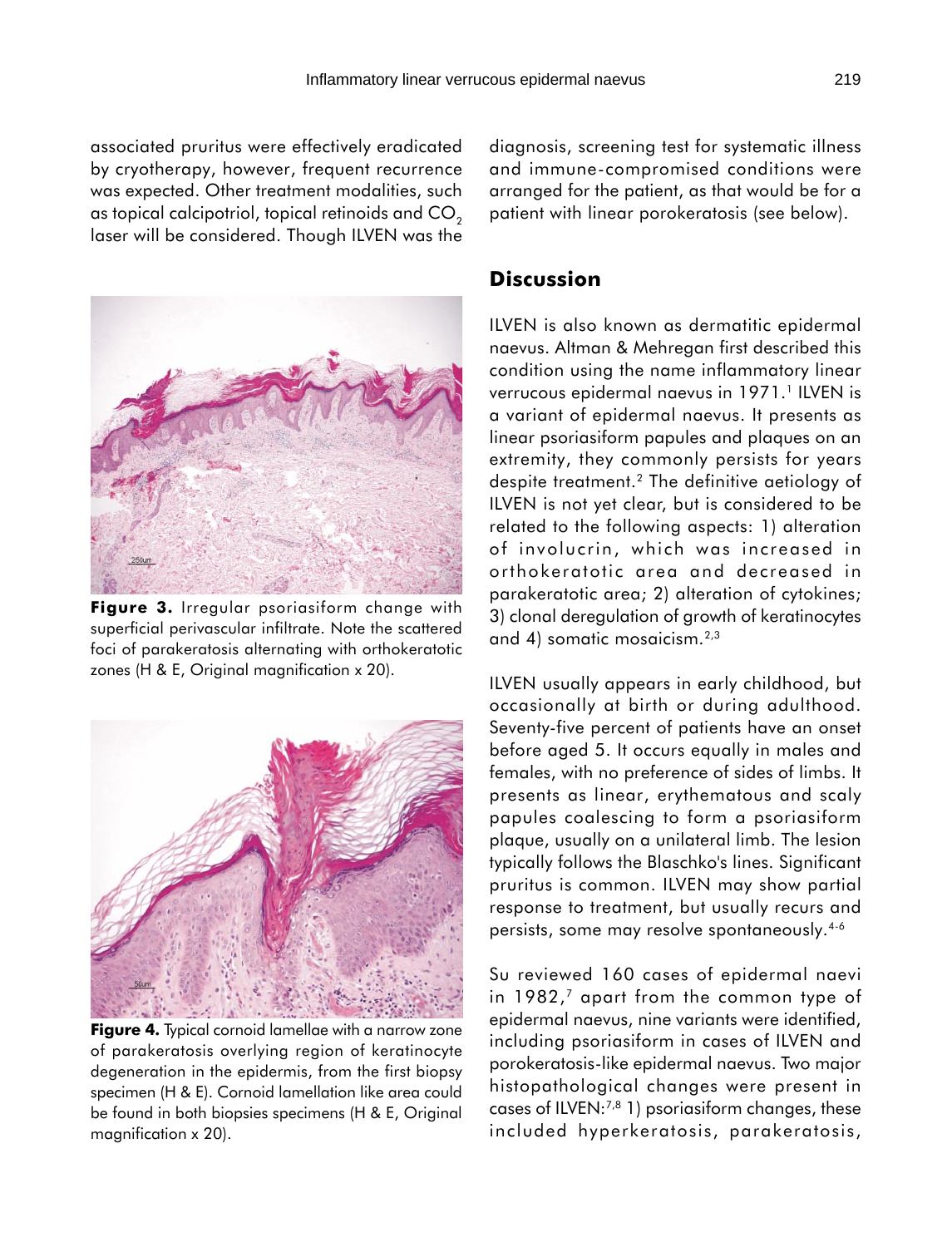associated pruritus were effectively eradicated by cryotherapy, however, frequent recurrence was expected. Other treatment modalities, such as topical calcipotriol, topical retinoids and $CO_2$ laser will be considered. Though ILVEN was the diagnosis, screening test for systematic illness and immune-compromised conditions were arranged for the patient, as that would be for a patient with linear porokeratosis (see below).

**Figure 3.** Irregular psoriasiform change with superficial perivascular infiltrate. Note the scattered foci of parakeratosis alternating with orthokeratotic zones (H & E, Original magnification x 20).

**Figure 4.** Typical cornoid lamellae with a narrow zone of parakeratosis overlying region of keratinocyte degeneration in the epidermis, from the first biopsy specimen (H & E). Cornoid lamellation like area could be found in both biopsies specimens (H & E, Original magnification x 20).

## Discussion

ILVEN is also known as dermatitic epidermal naevus. Altman & Mehregan first described this condition using the name inflammatory linear verrucous epidermal naevus in 1971.[1] ILVEN is a variant of epidermal naevus. It presents as linear psoriasiform papules and plaques on an extremity, they commonly persists for years despite treatment.[2] The definitive aetiology of ILVEN is not yet clear, but is considered to be related to the following aspects: 1) alteration of involucrin, which was increased in orthokeratotic area and decreased in parakeratotic area; 2) alteration of cytokines; 3) clonal deregulation of growth of keratinocytes and 4) somatic mosaicism.[2,3]

ILVEN usually appears in early childhood, but occasionally at birth or during adulthood. Seventy-five percent of patients have an onset before aged 5. It occurs equally in males and females, with no preference of sides of limbs. It presents as linear, erythematous and scaly papules coalescing to form a psoriasiform plaque, usually on a unilateral limb. The lesion typically follows the Blaschko's lines. Significant pruritus is common. ILVEN may show partial response to treatment, but usually recurs and persists, some may resolve spontaneously.[4-6]

Su reviewed 160 cases of epidermal naevi in 1982,[7] apart from the common type of epidermal naevus, nine variants were identified, including psoriasiform in cases of ILVEN and porokeratosis-like epidermal naevus. Two major histopathological changes were present in cases of ILVEN:[7,8] 1) psoriasiform changes, these included hyperkeratosis, parakeratosis,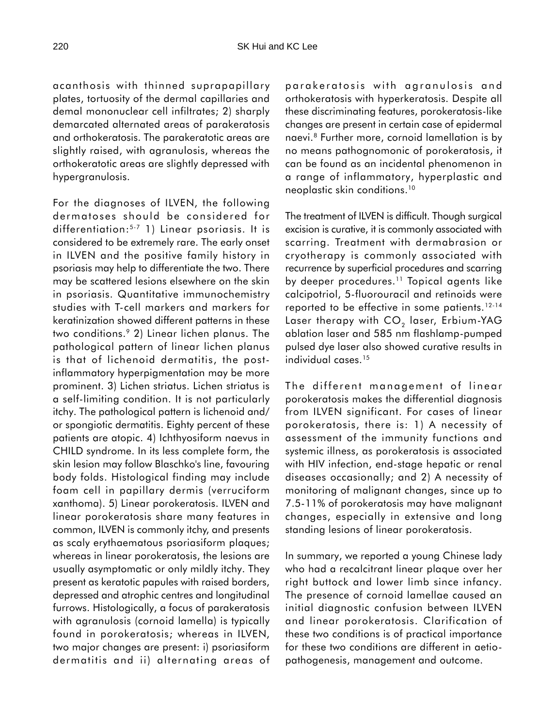acanthosis with thinned suprapapillary plates, tortuosity of the dermal capillaries and demal mononuclear cell infiltrates; 2) sharply demarcated alternated areas of parakeratosis and orthokeratosis. The parakeratotic areas are slightly raised, with agranulosis, whereas the orthokeratotic areas are slightly depressed with hypergranulosis.

For the diagnoses of ILVEN, the following dermatoses should be considered for differentiation:[5-7] 1) Linear psoriasis. It is considered to be extremely rare. The early onset in ILVEN and the positive family history in psoriasis may help to differentiate the two. There may be scattered lesions elsewhere on the skin in psoriasis. Quantitative immunochemistry studies with T-cell markers and markers for keratinization showed different patterns in these two conditions.[9] 2) Linear lichen planus. The pathological pattern of linear lichen planus is that of lichenoid dermatitis, the post-inflammatory hyperpigmentation may be more prominent. 3) Lichen striatus. Lichen striatus is a self-limiting condition. It is not particularly itchy. The pathological pattern is lichenoid and/or spongiotic dermatitis. Eighty percent of these patients are atopic. 4) Ichthyosiform naevus in CHILD syndrome. In its less complete form, the skin lesion may follow Blaschko's line, favouring body folds. Histological finding may include foam cell in papillary dermis (verruciform xanthoma). 5) Linear porokeratosis. ILVEN and linear porokeratosis share many features in common, ILVEN is commonly itchy, and presents as scaly erythaematous psoriasiform plaques; whereas in linear porokeratosis, the lesions are usually asymptomatic or only mildly itchy. They present as keratotic papules with raised borders, depressed and atrophic centres and longitudinal furrows. Histologically, a focus of parakeratosis with agranulosis (cornoid lamella) is typically found in porokeratosis; whereas in ILVEN, two major changes are present: i) psoriasiform dermatitis and ii) alternating areas of parakeratosis with agranulosis and orthokeratosis with hyperkeratosis. Despite all these discriminating features, porokeratosis-like changes are present in certain case of epidermal naevi.[8] Further more, cornoid lamellation is by no means pathognomonic of porokeratosis, it can be found as an incidental phenomenon in a range of inflammatory, hyperplastic and neoplastic skin conditions.[10]

The treatment of ILVEN is difficult. Though surgical excision is curative, it is commonly associated with scarring. Treatment with dermabrasion or cryotherapy is commonly associated with recurrence by superficial procedures and scarring by deeper procedures.[11] Topical agents like calcipotriol, 5-fluorouracil and retinoids were reported to be effective in some patients.[12-14] Laser therapy with $CO_2$ laser, Erbium-YAG ablation laser and 585 nm flashlamp-pumped pulsed dye laser also showed curative results in individual cases.[15]

The different management of linear porokeratosis makes the differential diagnosis from ILVEN significant. For cases of linear porokeratosis, there is: 1) A necessity of assessment of the immunity functions and systemic illness, as porokeratosis is associated with HIV infection, end-stage hepatic or renal diseases occasionally; and 2) A necessity of monitoring of malignant changes, since up to 7.5-11% of porokeratosis may have malignant changes, especially in extensive and long standing lesions of linear porokeratosis.

In summary, we reported a young Chinese lady who had a recalcitrant linear plaque over her right buttock and lower limb since infancy. The presence of cornoid lamellae caused an initial diagnostic confusion between ILVEN and linear porokeratosis. Clarification of these two conditions is of practical importance for these two conditions are different in aetio-pathogenesis, management and outcome.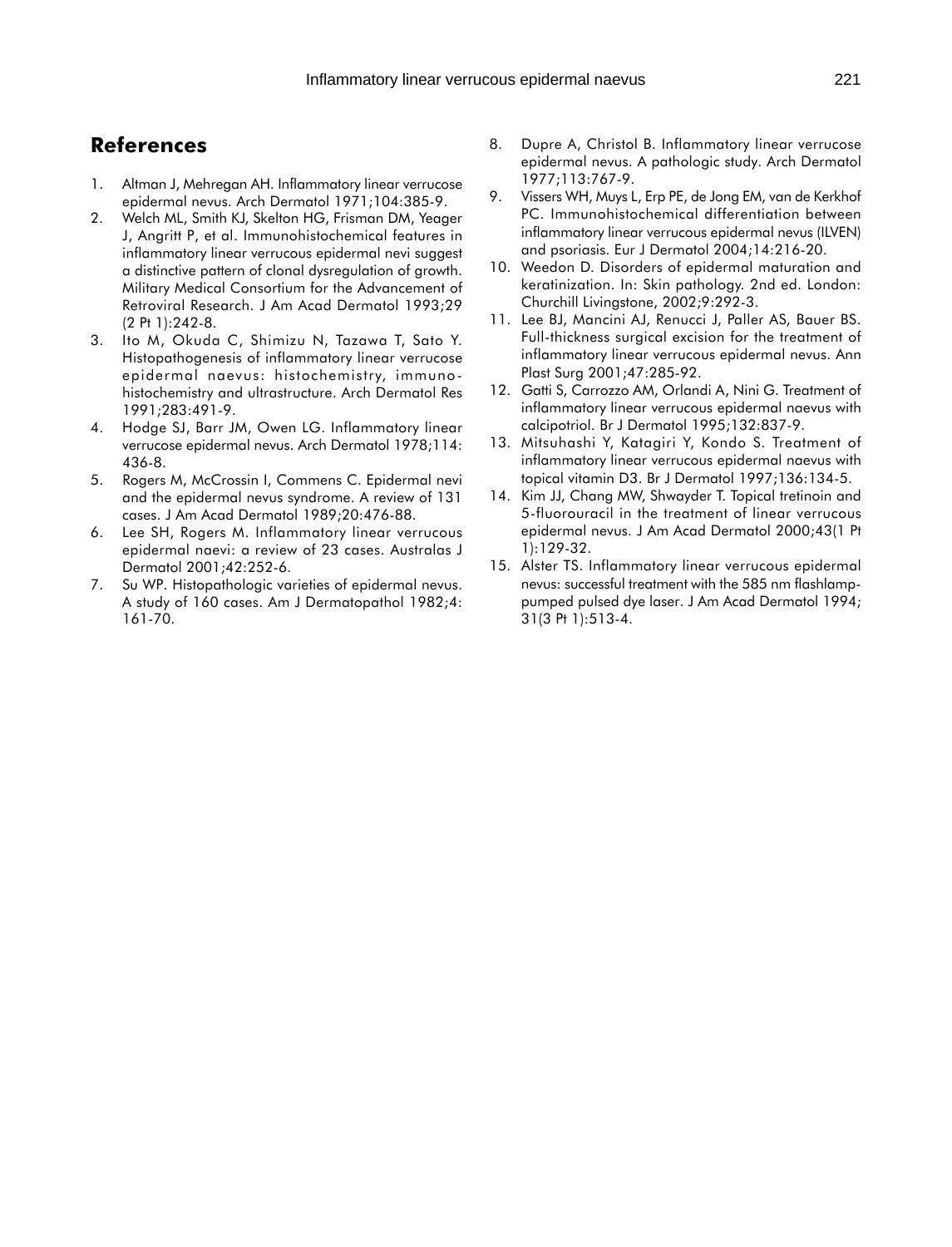## References

1. Altman J, Mehregan AH. Inflammatory linear verrucose epidermal nevus. Arch Dermatol 1971;104:385-9.
2. Welch ML, Smith KJ, Skelton HG, Frisman DM, Yeager J, Angritt P, et al. Immunohistochemical features in inflammatory linear verrucous epidermal nevi suggest a distinctive pattern of clonal dysregulation of growth. Military Medical Consortium for the Advancement of Retroviral Research. J Am Acad Dermatol 1993;29 (2 Pt 1):242-8.
3. Ito M, Okuda C, Shimizu N, Tazawa T, Sato Y. Histopathogenesis of inflammatory linear verrucose epidermal naevus: histochemistry, immunohistochemistry and ultrastructure. Arch Dermatol Res 1991;283:491-9.
4. Hodge SJ, Barr JM, Owen LG. Inflammatory linear verrucose epidermal nevus. Arch Dermatol 1978;114: 436-8.
5. Rogers M, McCrossin I, Commens C. Epidermal nevi and the epidermal nevus syndrome. A review of 131 cases. J Am Acad Dermatol 1989;20:476-88.
6. Lee SH, Rogers M. Inflammatory linear verrucous epidermal naevi: a review of 23 cases. Australas J Dermatol 2001;42:252-6.
7. Su WP. Histopathologic varieties of epidermal nevus. A study of 160 cases. Am J Dermatopathol 1982;4: 161-70.
8. Dupre A, Christol B. Inflammatory linear verrucose epidermal nevus. A pathologic study. Arch Dermatol 1977;113:767-9.
9. Vissers WH, Muys L, Erp PE, de Jong EM, van de Kerkhof PC. Immunohistochemical differentiation between inflammatory linear verrucous epidermal nevus (ILVEN) and psoriasis. Eur J Dermatol 2004;14:216-20.
10. Weedon D. Disorders of epidermal maturation and keratinization. In: Skin pathology. 2nd ed. London: Churchill Livingstone, 2002;9:292-3.
11. Lee BJ, Mancini AJ, Renucci J, Paller AS, Bauer BS. Full-thickness surgical excision for the treatment of inflammatory linear verrucous epidermal nevus. Ann Plast Surg 2001;47:285-92.
12. Gatti S, Carrozzo AM, Orlandi A, Nini G. Treatment of inflammatory linear verrucous epidermal naevus with calcipotriol. Br J Dermatol 1995;132:837-9.
13. Mitsuhashi Y, Katagiri Y, Kondo S. Treatment of inflammatory linear verrucous epidermal naevus with topical vitamin D3. Br J Dermatol 1997;136:134-5.
14. Kim JJ, Chang MW, Shwayder T. Topical tretinoin and 5-fluorouracil in the treatment of linear verrucous epidermal nevus. J Am Acad Dermatol 2000;43(1 Pt 1):129-32.
15. Alster TS. Inflammatory linear verrucous epidermal nevus: successful treatment with the 585 nm flashlamp-pumped pulsed dye laser. J Am Acad Dermatol 1994; 31(3 Pt 1):513-4.